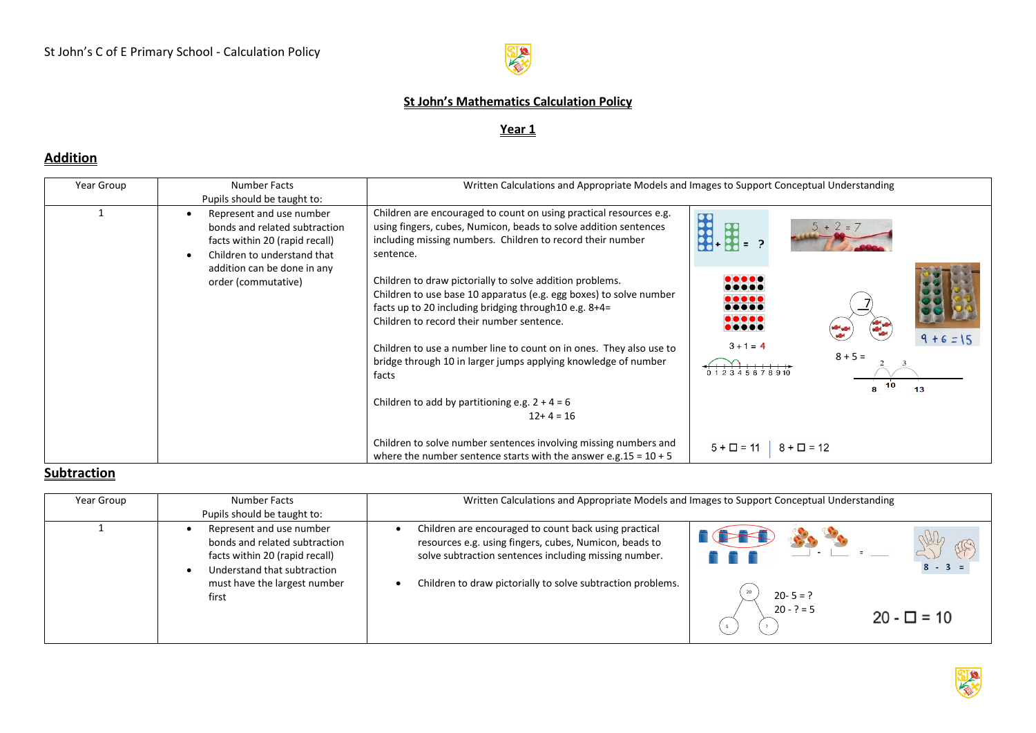## St John's Mathematics Calculation Policy

### Year 1

## Addition

| Year Group | Number Facts<br>Pupils should be taught to: | Written Calculations and Appropriate Models and Images to Support Conceptual Understanding | |
|---|---|---|---|
| 1 | • Represent and use number bonds and related subtraction facts within 20 (rapid recall)<br>• Children to understand that addition can be done in any order (commutative) | Children are encouraged to count on using practical resources e.g. using fingers, cubes, Numicon, beads to solve addition sentences including missing numbers. Children to record their number sentence.<br><br>Children to draw pictorially to solve addition problems.<br>Children to use base 10 apparatus (e.g. egg boxes) to solve number facts up to 20 including bridging through10 e.g. 8+4=<br>Children to record their number sentence.<br><br>Children to use a number line to count on in ones. They also use to bridge through 10 in larger jumps applying knowledge of number facts<br><br>Children to add by partitioning e.g. 2 + 4 = 6<br>12+ 4 = 16<br><br>Children to solve number sentences involving missing numbers and where the number sentence starts with the answer e.g.15 = 10 + 5 | + = ?<br>5 + 2 = 7<br>7<br>9 + 6 = 15<br>3 + 1 = 4<br>0 1 2 3 4 5 6 7 8 9 10<br>8 + 5 =<br>2 3<br>8 10 13<br><br>5 + □ = 11 \| 8 + □ = 12 |

## Subtraction

| Year Group | Number Facts<br>Pupils should be taught to: | Written Calculations and Appropriate Models and Images to Support Conceptual Understanding | |
|---|---|---|---|
| 1 | • Represent and use number bonds and related subtraction facts within 20 (rapid recall)<br>• Understand that subtraction must have the largest number first | • Children are encouraged to count back using practical resources e.g. using fingers, cubes, Numicon, beads to solve subtraction sentences including missing number.<br><br>• Children to draw pictorially to solve subtraction problems. | \_\_\_ - \_\_\_ = \_\_\_<br>8 - 3 =<br>20- 5 = ?<br>20 - ? = 5<br>20 - □ = 10 |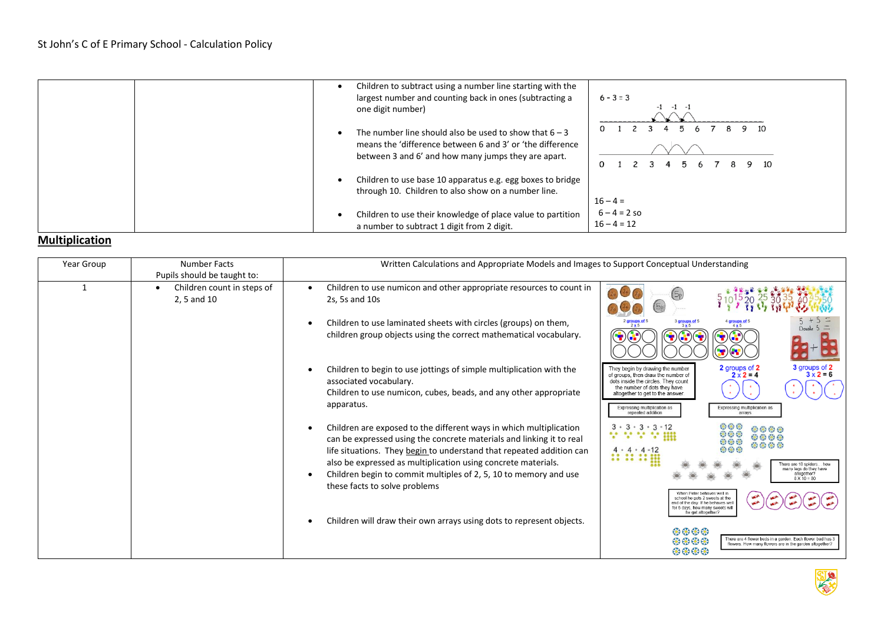| | | Children to subtract using a number line starting with the largest number and counting back in ones (subtracting a one digit number)<br><br>The number line should also be used to show that 6 – 3 means the 'difference between 6 and 3' or 'the difference between 3 and 6' and how many jumps they are apart.<br><br>Children to use base 10 apparatus e.g. egg boxes to bridge through 10. Children to also show on a number line.<br><br>Children to use their knowledge of place value to partition a number to subtract 1 digit from 2 digit. | 6 - 3 = 3<br>-1 -1 -1<br>0 1 2 3 4 5 6 7 8 9 10<br><br>0 1 2 3 4 5 6 7 8 9 10<br><br>16 – 4 =<br>6 – 4 = 2 so<br>16 – 4 = 12 |
|---|---|---|---|

## Multiplication

| Year Group | Number Facts<br>Pupils should be taught to: | Written Calculations and Appropriate Models and Images to Support Conceptual Understanding | |
|---|---|---|---|
| 1 | Children count in steps of 2, 5 and 10 | Children to use numicon and other appropriate resources to count in 2s, 5s and 10s<br><br>Children to use laminated sheets with circles (groups) on them, children group objects using the correct mathematical vocabulary.<br><br>Children to begin to use jottings of simple multiplication with the associated vocabulary.<br>Children to use numicon, cubes, beads, and any other appropriate apparatus.<br><br>Children are exposed to the different ways in which multiplication can be expressed using the concrete materials and linking it to real life situations. They begin to understand that repeated addition can also be expressed as multiplication using concrete materials.<br>Children begin to commit multiples of 2, 5, 10 to memory and use these facts to solve problems<br><br>Children will draw their own arrays using dots to represent objects. | 5 10 15 20 25 30 35 40 45 50<br>2 groups of 5 2 x 5; 3 groups of 5 3 x 5; 4 groups of 5 4 x 5<br>5 + 5 = Double 5 =<br>They begin by drawing the number of groups, then draw the number of dots inside the circles. They count the number of dots they have altogether to get to the answer.<br>2 groups of 2 2 x 2 = 4<br>3 groups of 2 3 x 2 = 6<br>Expressing multiplication as repeated addition<br>Expressing multiplication as arrays<br>3 + 3 + 3 + 3 = 12<br>4 + 4 + 4 = 12<br>There are 10 spiders… how many legs do they have altogether? 8 X 10 = 80<br>When Peter behaves well in school he gets 2 sweets at the end of the day. If he behaves well for 5 days, how many sweets will he get altogether?<br>There are 4 flower beds in a garden. Each flower bed has 3 flowers. How many flowers are in the garden altogether? |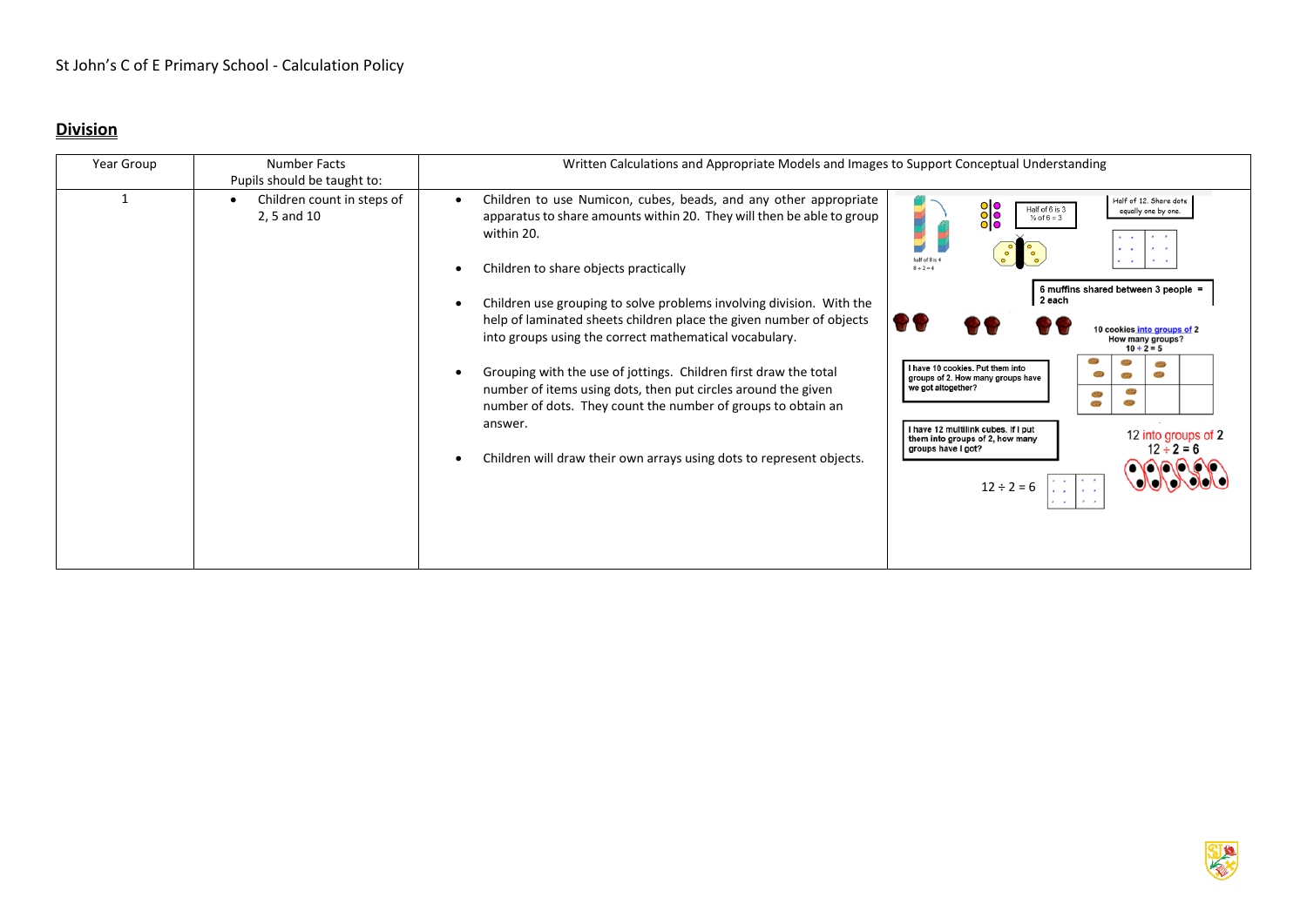## Division

| Year Group | Number Facts<br>Pupils should be taught to: | Written Calculations and Appropriate Models and Images to Support Conceptual Understanding | |
|---|---|---|---|
| 1 | • Children count in steps of 2, 5 and 10 | • Children to use Numicon, cubes, beads, and any other appropriate apparatus to share amounts within 20. They will then be able to group within 20.<br><br>• Children to share objects practically<br><br>• Children use grouping to solve problems involving division. With the help of laminated sheets children place the given number of objects into groups using the correct mathematical vocabulary.<br><br>• Grouping with the use of jottings. Children first draw the total number of items using dots, then put circles around the given number of dots. They count the number of groups to obtain an answer.<br><br>• Children will draw their own arrays using dots to represent objects. | half of 8 is 4<br>8 ÷ 2 = 4<br>Half of 6 is 3<br>½ of 6 = 3<br>Half of 12. Share dots equally one by one.<br>6 muffins shared between 3 people = 2 each<br>10 cookies into groups of 2<br>How many groups?<br>10 ÷ 2 = 5<br>I have 10 cookies. Put them into groups of 2. How many groups have we got altogether?<br>I have 12 multilink cubes. If I put them into groups of 2, how many groups have I got?<br>12 into groups of 2<br>12 ÷ 2 = 6<br>12 ÷ 2 = 6 |